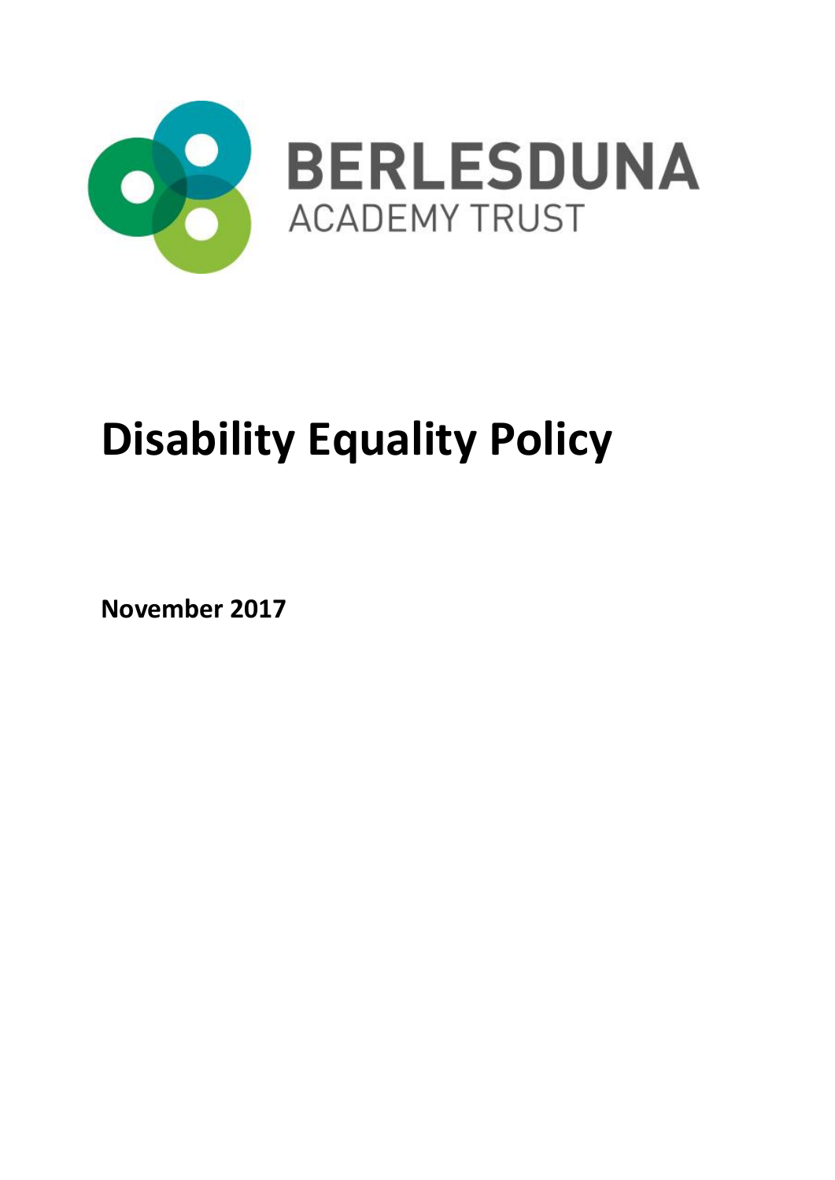BERLESDUNA
ACADEMY TRUST

# Disability Equality Policy

**November 2017**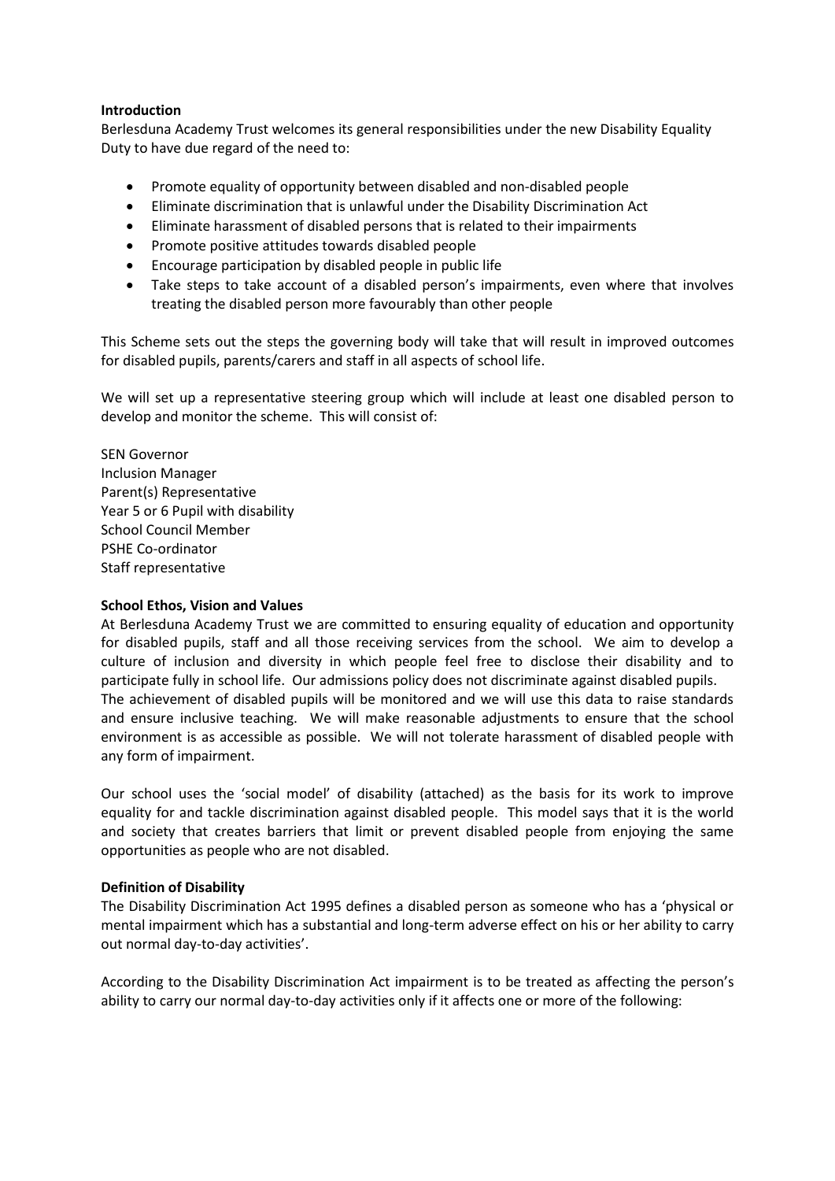**Introduction**

Berlesduna Academy Trust welcomes its general responsibilities under the new Disability Equality Duty to have due regard of the need to:

- Promote equality of opportunity between disabled and non-disabled people
- Eliminate discrimination that is unlawful under the Disability Discrimination Act
- Eliminate harassment of disabled persons that is related to their impairments
- Promote positive attitudes towards disabled people
- Encourage participation by disabled people in public life
- Take steps to take account of a disabled person's impairments, even where that involves treating the disabled person more favourably than other people

This Scheme sets out the steps the governing body will take that will result in improved outcomes for disabled pupils, parents/carers and staff in all aspects of school life.

We will set up a representative steering group which will include at least one disabled person to develop and monitor the scheme. This will consist of:

SEN Governor
Inclusion Manager
Parent(s) Representative
Year 5 or 6 Pupil with disability
School Council Member
PSHE Co-ordinator
Staff representative

**School Ethos, Vision and Values**

At Berlesduna Academy Trust we are committed to ensuring equality of education and opportunity for disabled pupils, staff and all those receiving services from the school. We aim to develop a culture of inclusion and diversity in which people feel free to disclose their disability and to participate fully in school life. Our admissions policy does not discriminate against disabled pupils. The achievement of disabled pupils will be monitored and we will use this data to raise standards and ensure inclusive teaching. We will make reasonable adjustments to ensure that the school environment is as accessible as possible. We will not tolerate harassment of disabled people with any form of impairment.

Our school uses the 'social model' of disability (attached) as the basis for its work to improve equality for and tackle discrimination against disabled people. This model says that it is the world and society that creates barriers that limit or prevent disabled people from enjoying the same opportunities as people who are not disabled.

**Definition of Disability**

The Disability Discrimination Act 1995 defines a disabled person as someone who has a 'physical or mental impairment which has a substantial and long-term adverse effect on his or her ability to carry out normal day-to-day activities'.

According to the Disability Discrimination Act impairment is to be treated as affecting the person's ability to carry our normal day-to-day activities only if it affects one or more of the following: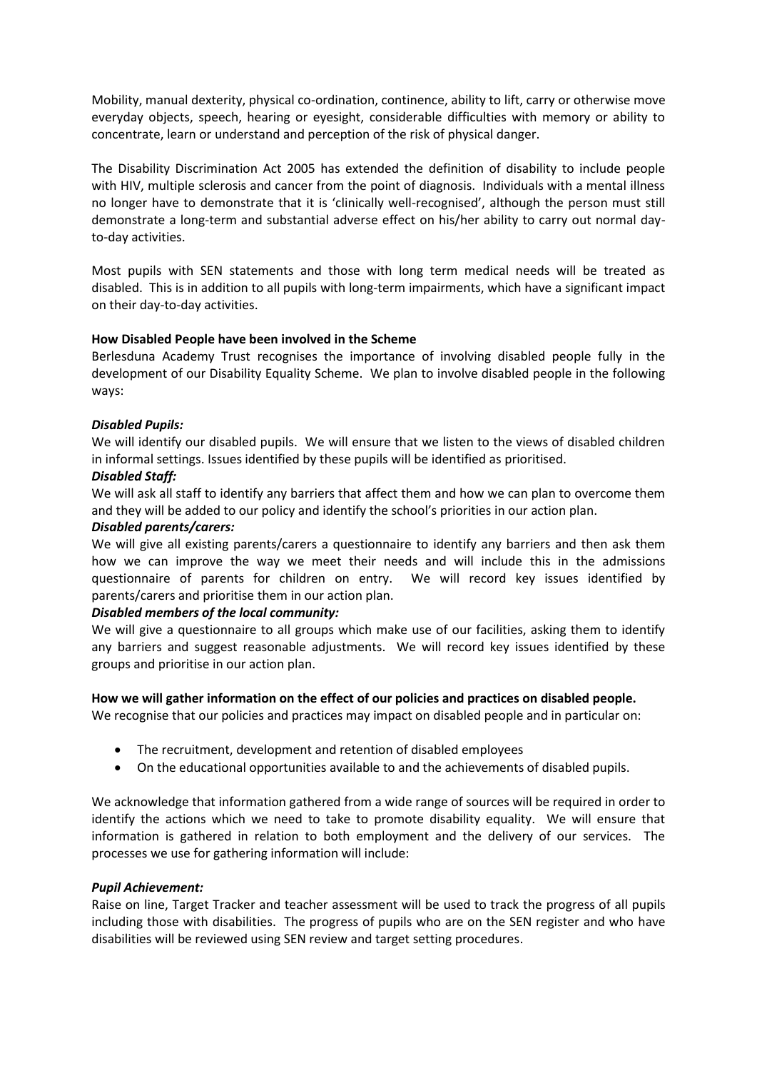Mobility, manual dexterity, physical co-ordination, continence, ability to lift, carry or otherwise move everyday objects, speech, hearing or eyesight, considerable difficulties with memory or ability to concentrate, learn or understand and perception of the risk of physical danger.

The Disability Discrimination Act 2005 has extended the definition of disability to include people with HIV, multiple sclerosis and cancer from the point of diagnosis. Individuals with a mental illness no longer have to demonstrate that it is 'clinically well-recognised', although the person must still demonstrate a long-term and substantial adverse effect on his/her ability to carry out normal day-to-day activities.

Most pupils with SEN statements and those with long term medical needs will be treated as disabled. This is in addition to all pupils with long-term impairments, which have a significant impact on their day-to-day activities.

**How Disabled People have been involved in the Scheme**

Berlesduna Academy Trust recognises the importance of involving disabled people fully in the development of our Disability Equality Scheme. We plan to involve disabled people in the following ways:

***Disabled Pupils:***

We will identify our disabled pupils. We will ensure that we listen to the views of disabled children in informal settings. Issues identified by these pupils will be identified as prioritised.

***Disabled Staff:***

We will ask all staff to identify any barriers that affect them and how we can plan to overcome them and they will be added to our policy and identify the school's priorities in our action plan.

***Disabled parents/carers:***

We will give all existing parents/carers a questionnaire to identify any barriers and then ask them how we can improve the way we meet their needs and will include this in the admissions questionnaire of parents for children on entry. We will record key issues identified by parents/carers and prioritise them in our action plan.

***Disabled members of the local community:***

We will give a questionnaire to all groups which make use of our facilities, asking them to identify any barriers and suggest reasonable adjustments. We will record key issues identified by these groups and prioritise in our action plan.

**How we will gather information on the effect of our policies and practices on disabled people.**

We recognise that our policies and practices may impact on disabled people and in particular on:

- The recruitment, development and retention of disabled employees
- On the educational opportunities available to and the achievements of disabled pupils.

We acknowledge that information gathered from a wide range of sources will be required in order to identify the actions which we need to take to promote disability equality. We will ensure that information is gathered in relation to both employment and the delivery of our services. The processes we use for gathering information will include:

***Pupil Achievement:***

Raise on line, Target Tracker and teacher assessment will be used to track the progress of all pupils including those with disabilities. The progress of pupils who are on the SEN register and who have disabilities will be reviewed using SEN review and target setting procedures.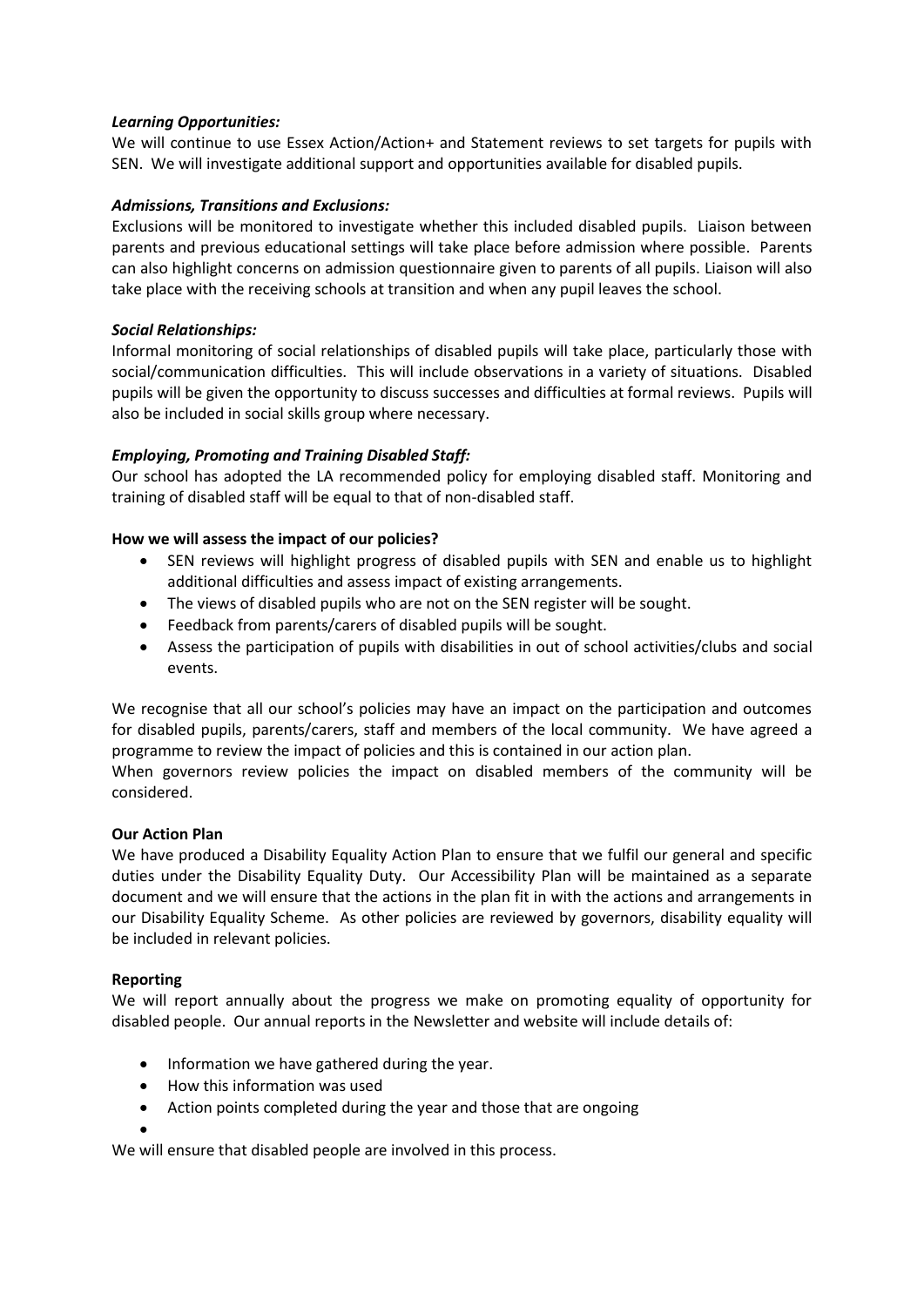***Learning Opportunities:***

We will continue to use Essex Action/Action+ and Statement reviews to set targets for pupils with SEN. We will investigate additional support and opportunities available for disabled pupils.

***Admissions, Transitions and Exclusions:***

Exclusions will be monitored to investigate whether this included disabled pupils. Liaison between parents and previous educational settings will take place before admission where possible. Parents can also highlight concerns on admission questionnaire given to parents of all pupils. Liaison will also take place with the receiving schools at transition and when any pupil leaves the school.

***Social Relationships:***

Informal monitoring of social relationships of disabled pupils will take place, particularly those with social/communication difficulties. This will include observations in a variety of situations. Disabled pupils will be given the opportunity to discuss successes and difficulties at formal reviews. Pupils will also be included in social skills group where necessary.

***Employing, Promoting and Training Disabled Staff:***

Our school has adopted the LA recommended policy for employing disabled staff. Monitoring and training of disabled staff will be equal to that of non-disabled staff.

**How we will assess the impact of our policies?**

- SEN reviews will highlight progress of disabled pupils with SEN and enable us to highlight additional difficulties and assess impact of existing arrangements.
- The views of disabled pupils who are not on the SEN register will be sought.
- Feedback from parents/carers of disabled pupils will be sought.
- Assess the participation of pupils with disabilities in out of school activities/clubs and social events.

We recognise that all our school's policies may have an impact on the participation and outcomes for disabled pupils, parents/carers, staff and members of the local community. We have agreed a programme to review the impact of policies and this is contained in our action plan.

When governors review policies the impact on disabled members of the community will be considered.

**Our Action Plan**

We have produced a Disability Equality Action Plan to ensure that we fulfil our general and specific duties under the Disability Equality Duty. Our Accessibility Plan will be maintained as a separate document and we will ensure that the actions in the plan fit in with the actions and arrangements in our Disability Equality Scheme. As other policies are reviewed by governors, disability equality will be included in relevant policies.

**Reporting**

We will report annually about the progress we make on promoting equality of opportunity for disabled people. Our annual reports in the Newsletter and website will include details of:

- Information we have gathered during the year.
- How this information was used
- Action points completed during the year and those that are ongoing

We will ensure that disabled people are involved in this process.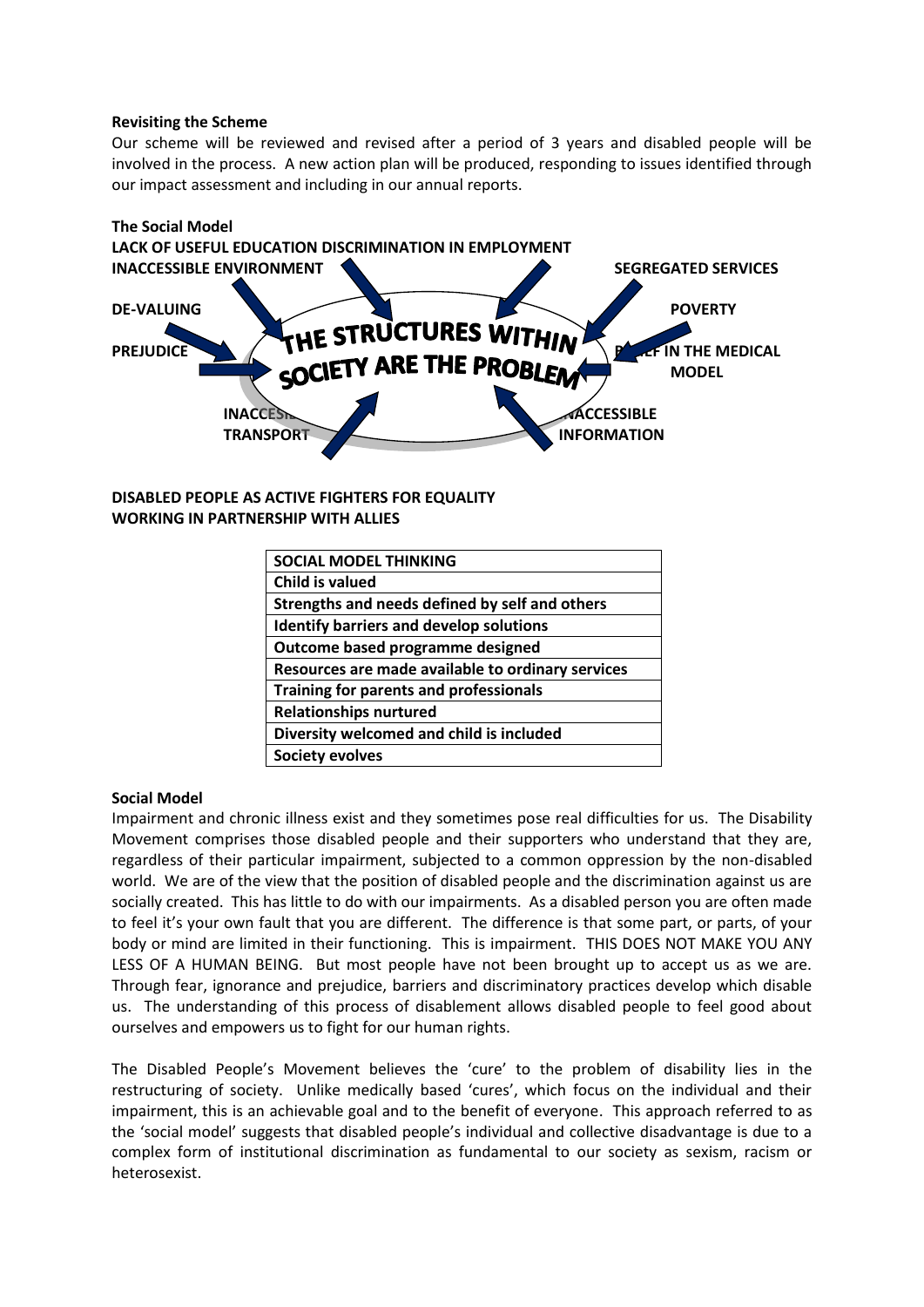**Revisiting the Scheme**

Our scheme will be reviewed and revised after a period of 3 years and disabled people will be involved in the process. A new action plan will be produced, responding to issues identified through our impact assessment and including in our annual reports.

**The Social Model**

LACK OF USEFUL EDUCATION DISCRIMINATION IN EMPLOYMENT

INACCESSIBLE ENVIRONMENT

SEGREGATED SERVICES

DE-VALUING

POVERTY

PREJUDICE

THE STRUCTURES WITHIN SOCIETY ARE THE PROBLEM

BELIEF IN THE MEDICAL MODEL

INACCESSIBLE TRANSPORT

INACCESSIBLE INFORMATION

**DISABLED PEOPLE AS ACTIVE FIGHTERS FOR EQUALITY**
**WORKING IN PARTNERSHIP WITH ALLIES**

| SOCIAL MODEL THINKING |
|---|
| Child is valued |
| Strengths and needs defined by self and others |
| Identify barriers and develop solutions |
| Outcome based programme designed |
| Resources are made available to ordinary services |
| Training for parents and professionals |
| Relationships nurtured |
| Diversity welcomed and child is included |
| Society evolves |

**Social Model**

Impairment and chronic illness exist and they sometimes pose real difficulties for us. The Disability Movement comprises those disabled people and their supporters who understand that they are, regardless of their particular impairment, subjected to a common oppression by the non-disabled world. We are of the view that the position of disabled people and the discrimination against us are socially created. This has little to do with our impairments. As a disabled person you are often made to feel it's your own fault that you are different. The difference is that some part, or parts, of your body or mind are limited in their functioning. This is impairment. THIS DOES NOT MAKE YOU ANY LESS OF A HUMAN BEING. But most people have not been brought up to accept us as we are. Through fear, ignorance and prejudice, barriers and discriminatory practices develop which disable us. The understanding of this process of disablement allows disabled people to feel good about ourselves and empowers us to fight for our human rights.

The Disabled People's Movement believes the 'cure' to the problem of disability lies in the restructuring of society. Unlike medically based 'cures', which focus on the individual and their impairment, this is an achievable goal and to the benefit of everyone. This approach referred to as the 'social model' suggests that disabled people's individual and collective disadvantage is due to a complex form of institutional discrimination as fundamental to our society as sexism, racism or heterosexist.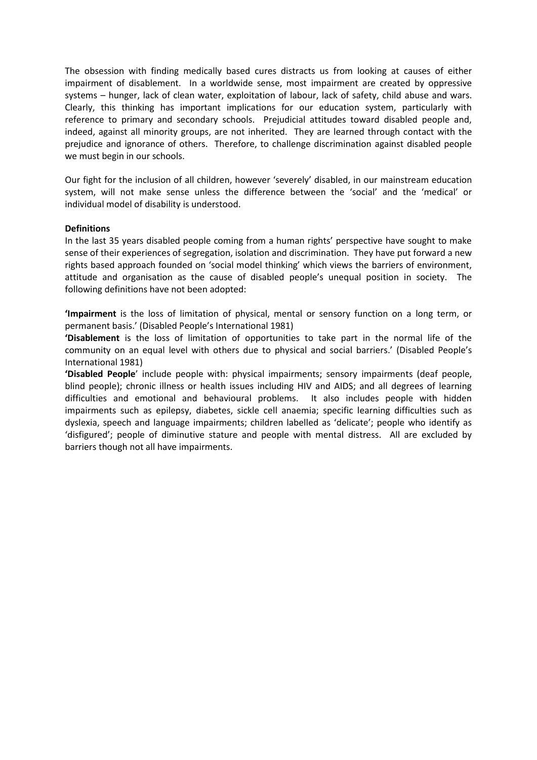The obsession with finding medically based cures distracts us from looking at causes of either impairment of disablement. In a worldwide sense, most impairment are created by oppressive systems – hunger, lack of clean water, exploitation of labour, lack of safety, child abuse and wars. Clearly, this thinking has important implications for our education system, particularly with reference to primary and secondary schools. Prejudicial attitudes toward disabled people and, indeed, against all minority groups, are not inherited. They are learned through contact with the prejudice and ignorance of others. Therefore, to challenge discrimination against disabled people we must begin in our schools.

Our fight for the inclusion of all children, however 'severely' disabled, in our mainstream education system, will not make sense unless the difference between the 'social' and the 'medical' or individual model of disability is understood.

**Definitions**

In the last 35 years disabled people coming from a human rights' perspective have sought to make sense of their experiences of segregation, isolation and discrimination. They have put forward a new rights based approach founded on 'social model thinking' which views the barriers of environment, attitude and organisation as the cause of disabled people's unequal position in society. The following definitions have not been adopted:

**'Impairment** is the loss of limitation of physical, mental or sensory function on a long term, or permanent basis.' (Disabled People's International 1981)

**'Disablement** is the loss of limitation of opportunities to take part in the normal life of the community on an equal level with others due to physical and social barriers.' (Disabled People's International 1981)

**'Disabled People**' include people with: physical impairments; sensory impairments (deaf people, blind people); chronic illness or health issues including HIV and AIDS; and all degrees of learning difficulties and emotional and behavioural problems. It also includes people with hidden impairments such as epilepsy, diabetes, sickle cell anaemia; specific learning difficulties such as dyslexia, speech and language impairments; children labelled as 'delicate'; people who identify as 'disfigured'; people of diminutive stature and people with mental distress. All are excluded by barriers though not all have impairments.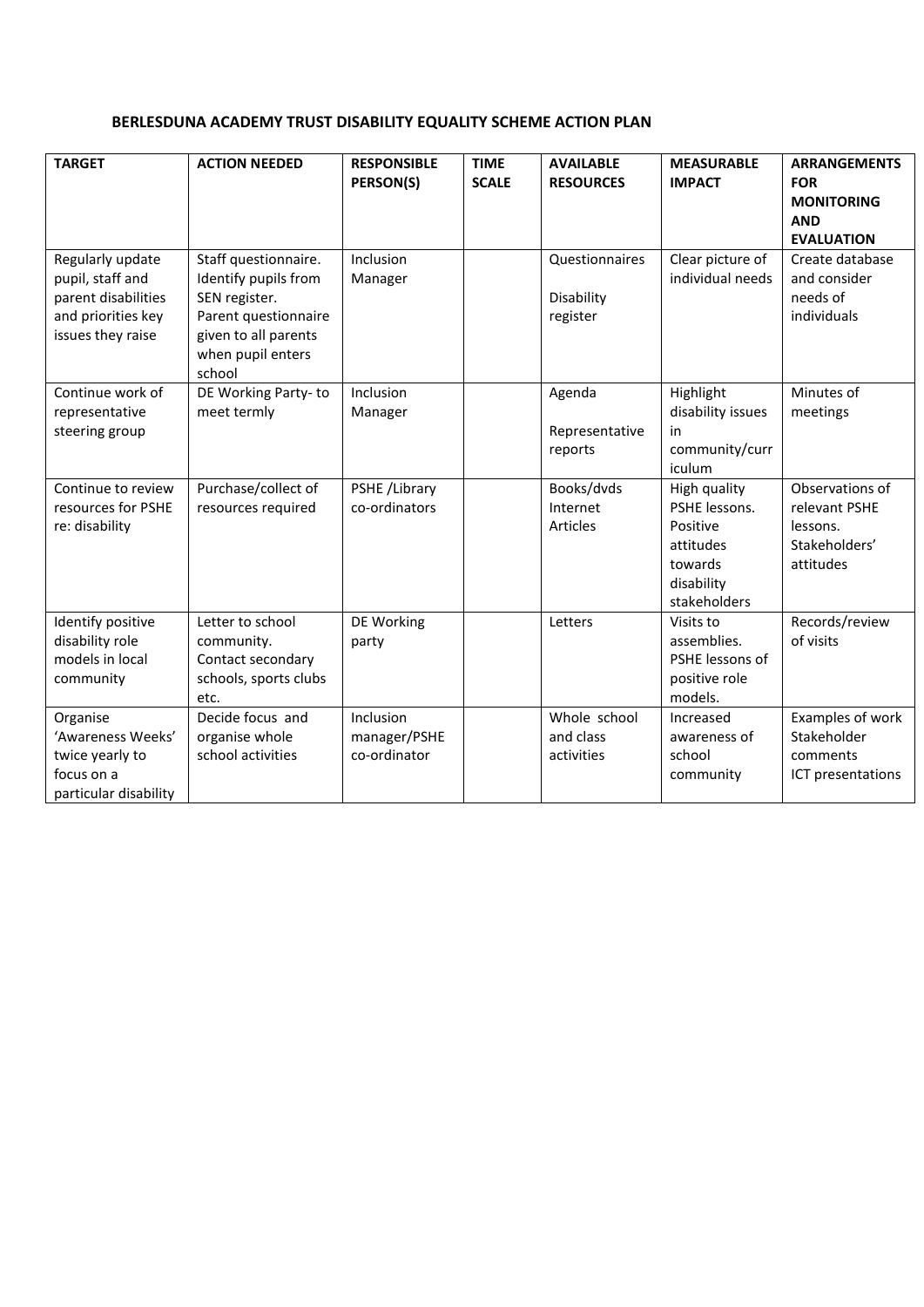**BERLESDUNA ACADEMY TRUST DISABILITY EQUALITY SCHEME ACTION PLAN**

| TARGET | ACTION NEEDED | RESPONSIBLE PERSON(S) | TIME SCALE | AVAILABLE RESOURCES | MEASURABLE IMPACT | ARRANGEMENTS FOR MONITORING AND EVALUATION |
|---|---|---|---|---|---|---|
| Regularly update pupil, staff and parent disabilities and priorities key issues they raise | Staff questionnaire. Identify pupils from SEN register. Parent questionnaire given to all parents when pupil enters school | Inclusion Manager | | Questionnaires<br><br>Disability register | Clear picture of individual needs | Create database and consider needs of individuals |
| Continue work of representative steering group | DE Working Party- to meet termly | Inclusion Manager | | Agenda<br><br>Representative reports | Highlight disability issues in community/curriculum | Minutes of meetings |
| Continue to review resources for PSHE re: disability | Purchase/collect of resources required | PSHE /Library co-ordinators | | Books/dvds Internet Articles | High quality PSHE lessons. Positive attitudes towards disability stakeholders | Observations of relevant PSHE lessons. Stakeholders' attitudes |
| Identify positive disability role models in local community | Letter to school community. Contact secondary schools, sports clubs etc. | DE Working party | | Letters | Visits to assemblies. PSHE lessons of positive role models. | Records/review of visits |
| Organise 'Awareness Weeks' twice yearly to focus on a particular disability | Decide focus and organise whole school activities | Inclusion manager/PSHE co-ordinator | | Whole school and class activities | Increased awareness of school community | Examples of work Stakeholder comments ICT presentations |